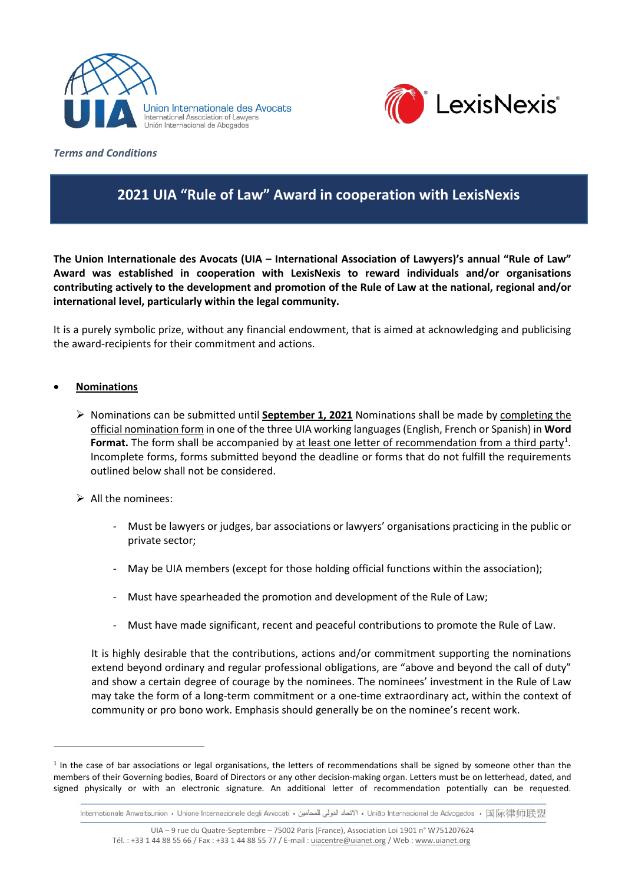*Terms and Conditions*

# 2021 UIA "Rule of Law" Award in cooperation with LexisNexis

**The Union Internationale des Avocats (UIA – International Association of Lawyers)'s annual "Rule of Law" Award was established in cooperation with LexisNexis to reward individuals and/or organisations contributing actively to the development and promotion of the Rule of Law at the national, regional and/or international level, particularly within the legal community.**

It is a purely symbolic prize, without any financial endowment, that is aimed at acknowledging and publicising the award-recipients for their commitment and actions.

- **Nominations**

  - Nominations can be submitted until **September 1, 2021** Nominations shall be made by completing the official nomination form in one of the three UIA working languages (English, French or Spanish) in **Word Format.** The form shall be accompanied by at least one letter of recommendation from a third party[1]. Incomplete forms, forms submitted beyond the deadline or forms that do not fulfill the requirements outlined below shall not be considered.

  - All the nominees:

    - Must be lawyers or judges, bar associations or lawyers' organisations practicing in the public or private sector;
    - May be UIA members (except for those holding official functions within the association);
    - Must have spearheaded the promotion and development of the Rule of Law;
    - Must have made significant, recent and peaceful contributions to promote the Rule of Law.

  It is highly desirable that the contributions, actions and/or commitment supporting the nominations extend beyond ordinary and regular professional obligations, are "above and beyond the call of duty" and show a certain degree of courage by the nominees. The nominees' investment in the Rule of Law may take the form of a long-term commitment or a one-time extraordinary act, within the context of community or pro bono work. Emphasis should generally be on the nominee's recent work.

[1] In the case of bar associations or legal organisations, the letters of recommendations shall be signed by someone other than the members of their Governing bodies, Board of Directors or any other decision-making organ. Letters must be on letterhead, dated, and signed physically or with an electronic signature. An additional letter of recommendation potentially can be requested.

Internationale Anwaltsunion • Unione Internazionale degli Avvocati • الاتحاد الدولي للمحامين • União Internacional de Advogados • 国际律师联盟

UIA – 9 rue du Quatre-Septembre – 75002 Paris (France), Association Loi 1901 n° W751207624
Tél. : +33 1 44 88 55 66 / Fax : +33 1 44 88 55 77 / E-mail : uiacentre@uianet.org / Web : www.uianet.org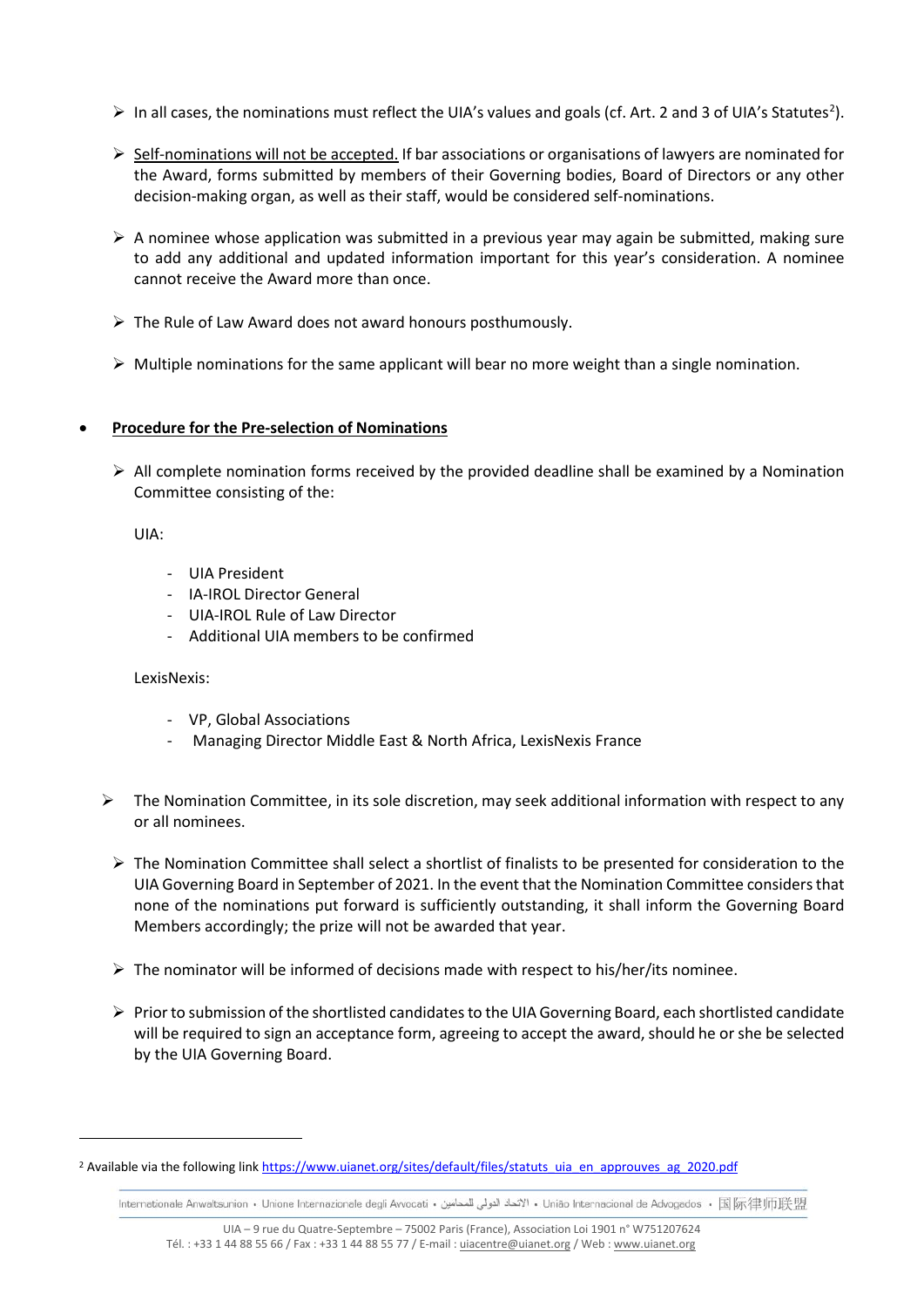- In all cases, the nominations must reflect the UIA's values and goals (cf. Art. 2 and 3 of UIA's Statutes[2]).

- Self-nominations will not be accepted. If bar associations or organisations of lawyers are nominated for the Award, forms submitted by members of their Governing bodies, Board of Directors or any other decision-making organ, as well as their staff, would be considered self-nominations.

- A nominee whose application was submitted in a previous year may again be submitted, making sure to add any additional and updated information important for this year's consideration. A nominee cannot receive the Award more than once.

- The Rule of Law Award does not award honours posthumously.

- Multiple nominations for the same applicant will bear no more weight than a single nomination.

- **Procedure for the Pre-selection of Nominations**

  - All complete nomination forms received by the provided deadline shall be examined by a Nomination Committee consisting of the:

    UIA:

    - UIA President
    - IA-IROL Director General
    - UIA-IROL Rule of Law Director
    - Additional UIA members to be confirmed

    LexisNexis:

    - VP, Global Associations
    - Managing Director Middle East & North Africa, LexisNexis France

  - The Nomination Committee, in its sole discretion, may seek additional information with respect to any or all nominees.

  - The Nomination Committee shall select a shortlist of finalists to be presented for consideration to the UIA Governing Board in September of 2021. In the event that the Nomination Committee considers that none of the nominations put forward is sufficiently outstanding, it shall inform the Governing Board Members accordingly; the prize will not be awarded that year.

  - The nominator will be informed of decisions made with respect to his/her/its nominee.

  - Prior to submission of the shortlisted candidates to the UIA Governing Board, each shortlisted candidate will be required to sign an acceptance form, agreeing to accept the award, should he or she be selected by the UIA Governing Board.

---

[2] Available via the following link https://www.uianet.org/sites/default/files/statuts_uia_en_approuves_ag_2020.pdf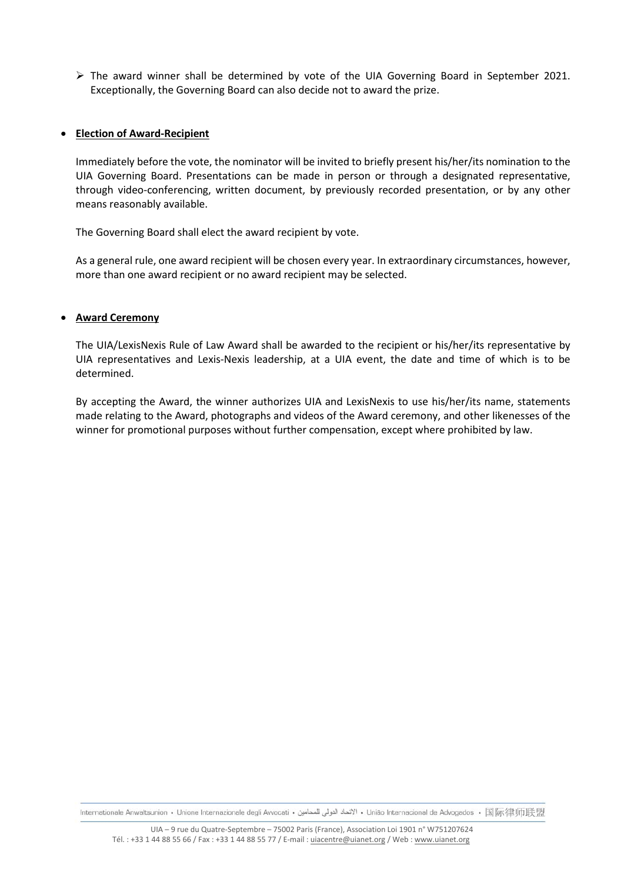- The award winner shall be determined by vote of the UIA Governing Board in September 2021. Exceptionally, the Governing Board can also decide not to award the prize.

- **Election of Award-Recipient**

  Immediately before the vote, the nominator will be invited to briefly present his/her/its nomination to the UIA Governing Board. Presentations can be made in person or through a designated representative, through video-conferencing, written document, by previously recorded presentation, or by any other means reasonably available.

  The Governing Board shall elect the award recipient by vote.

  As a general rule, one award recipient will be chosen every year. In extraordinary circumstances, however, more than one award recipient or no award recipient may be selected.

- **Award Ceremony**

  The UIA/LexisNexis Rule of Law Award shall be awarded to the recipient or his/her/its representative by UIA representatives and Lexis-Nexis leadership, at a UIA event, the date and time of which is to be determined.

  By accepting the Award, the winner authorizes UIA and LexisNexis to use his/her/its name, statements made relating to the Award, photographs and videos of the Award ceremony, and other likenesses of the winner for promotional purposes without further compensation, except where prohibited by law.